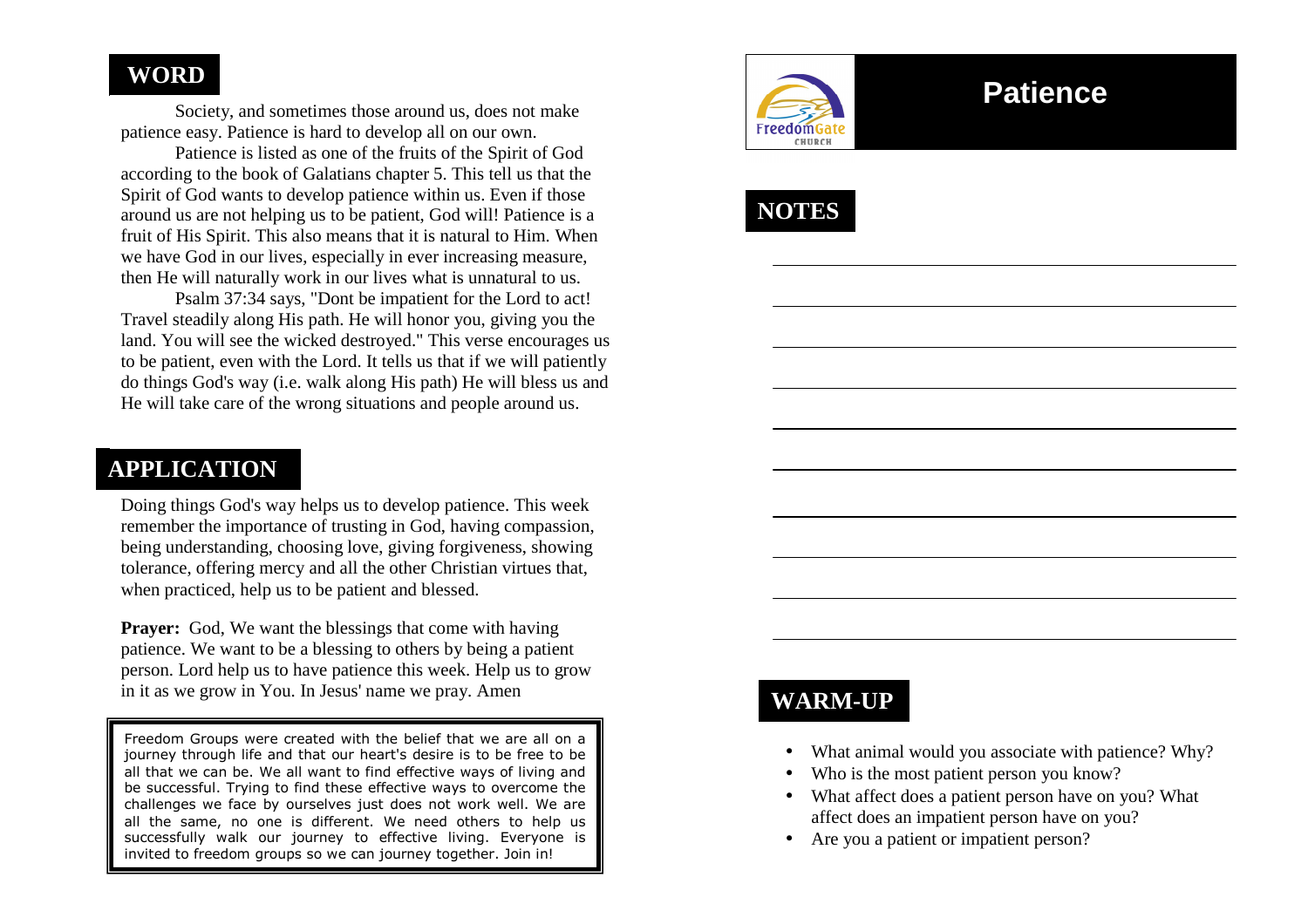# Patience

## WARM-UP

- What animal would you associate with patience? Why?
- Who is the most patient person you know?
- What affect does a patient person have on you? What affect does an impatient person have on you?
- Are you a patient or impatient person?

## WORD

Society, and sometimes those around us, does not make patience easy. Patience is hard to develop all on our own.

Patience is listed as one of the fruits of the Spirit of God according to the book of Galatians chapter 5. This tell us that the Spirit of God wants to develop patience within us. Even if those around us are not helping us to be patient, God will! Patience is a fruit of His Spirit. This also means that it is natural to Him. When we have God in our lives, especially in ever increasing measure, then He will naturally work in our lives what is unnatural to us.

Psalm 37:34 says, "Dont be impatient for the Lord to act! Travel steadily along His path. He will honor you, giving you the land. You will see the wicked destroyed." This verse encourages us to be patient, even with the Lord. It tells us that if we will patiently do things God's way (i.e. walk along His path) He will bless us and He will take care of the wrong situations and people around us.

## APPLICATION

Doing things God's way helps us to develop patience. This week remember the importance of trusting in God, having compassion, being understanding, choosing love, giving forgiveness, showing tolerance, offering mercy and all the other Christian virtues that, when practiced, help us to be patient and blessed.

**Prayer:** God, We want the blessings that come with having patience. We want to be a blessing to others by being a patient person. Lord help us to have patience this week. Help us to grow in it as we grow in You. In Jesus' name we pray. Amen

Freedom Groups were created with the belief that we are all on a journey through life and that our heart's desire is to be free to be all that we can be. We all want to find effective ways of living and be successful. Trying to find these effective ways to overcome the challenges we face by ourselves just does not work well. We are all the same, no one is different. We need others to help us successfully walk our journey to effective living. Everyone is invited to freedom groups so we can journey together. Join in!

## NOTES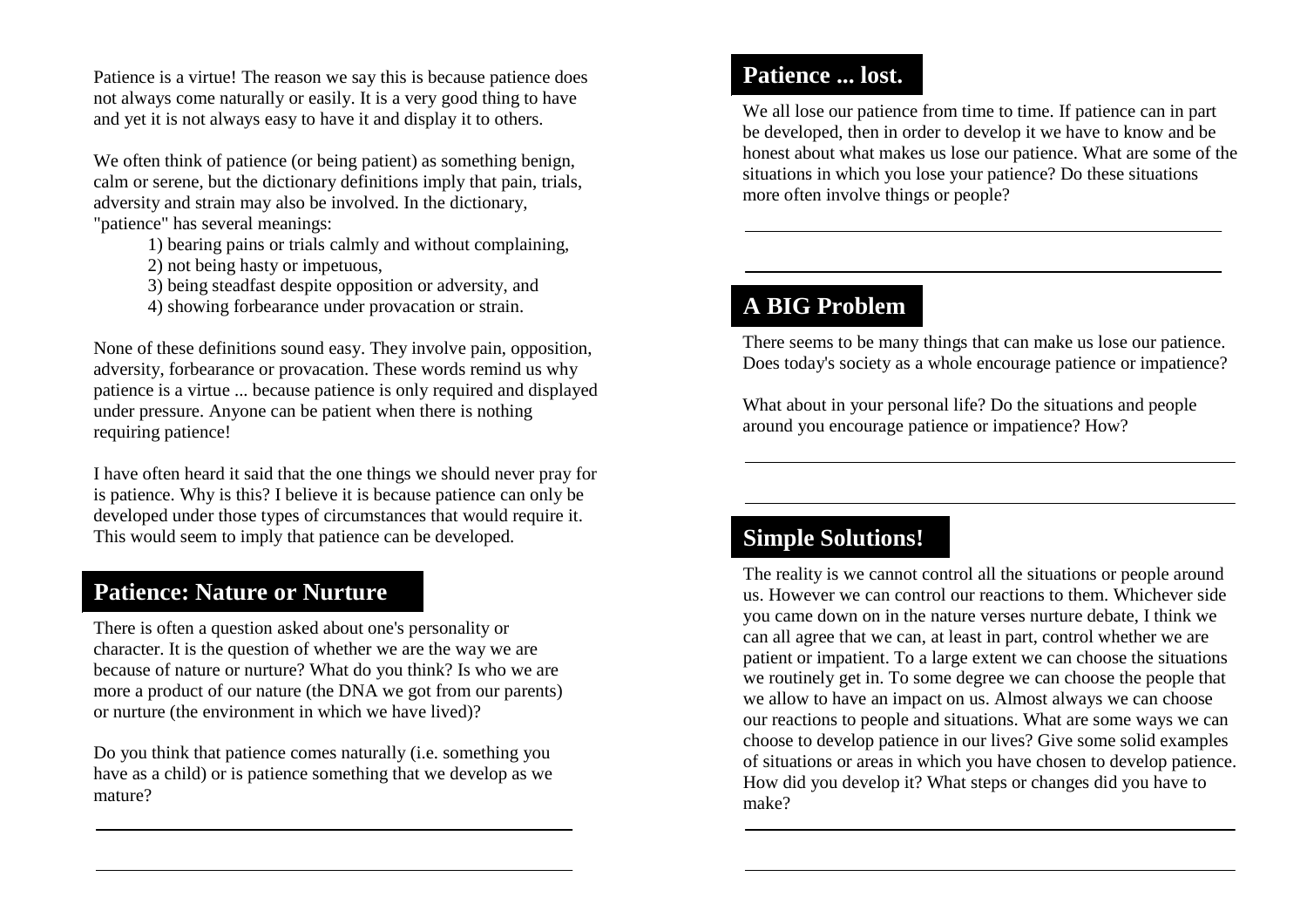Patience is a virtue! The reason we say this is because patience does not always come naturally or easily. It is a very good thing to have and yet it is not always easy to have it and display it to others.

We often think of patience (or being patient) as something benign, calm or serene, but the dictionary definitions imply that pain, trials, adversity and strain may also be involved. In the dictionary, "patience" has several meanings:

1) bearing pains or trials calmly and without complaining,
2) not being hasty or impetuous,
3) being steadfast despite opposition or adversity, and
4) showing forbearance under provacation or strain.

None of these definitions sound easy. They involve pain, opposition, adversity, forbearance or provacation. These words remind us why patience is a virtue ... because patience is only required and displayed under pressure. Anyone can be patient when there is nothing requiring patience!

I have often heard it said that the one things we should never pray for is patience. Why is this? I believe it is because patience can only be developed under those types of circumstances that would require it. This would seem to imply that patience can be developed.

## Patience: Nature or Nurture

There is often a question asked about one's personality or character. It is the question of whether we are the way we are because of nature or nurture? What do you think? Is who we are more a product of our nature (the DNA we got from our parents) or nurture (the environment in which we have lived)?

Do you think that patience comes naturally (i.e. something you have as a child) or is patience something that we develop as we mature?

---

---

## Patience ... lost.

We all lose our patience from time to time. If patience can in part be developed, then in order to develop it we have to know and be honest about what makes us lose our patience. What are some of the situations in which you lose your patience? Do these situations more often involve things or people?

---

---

## A BIG Problem

There seems to be many things that can make us lose our patience. Does today's society as a whole encourage patience or impatience?

What about in your personal life? Do the situations and people around you encourage patience or impatience? How?

---

---

## Simple Solutions!

The reality is we cannot control all the situations or people around us. However we can control our reactions to them. Whichever side you came down on in the nature verses nurture debate, I think we can all agree that we can, at least in part, control whether we are patient or impatient. To a large extent we can choose the situations we routinely get in. To some degree we can choose the people that we allow to have an impact on us. Almost always we can choose our reactions to people and situations. What are some ways we can choose to develop patience in our lives? Give some solid examples of situations or areas in which you have chosen to develop patience. How did you develop it? What steps or changes did you have to make?

---

---